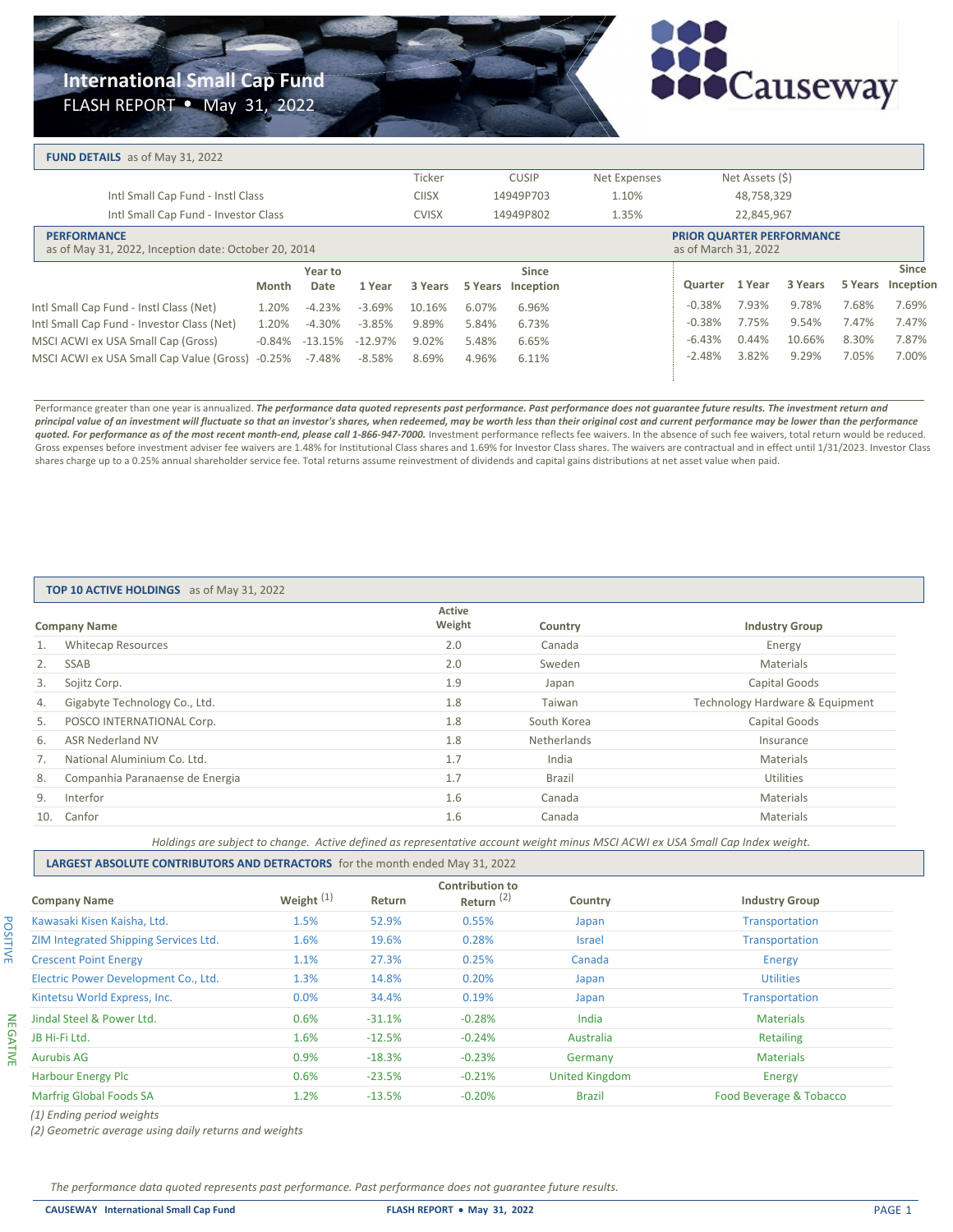# International Small Cap Fund

FLASH REPORT • May 31, 2022

Causeway

## FUND DETAILS as of May 31, 2022

| | Ticker | CUSIP | Net Expenses | Net Assets ($) |
|---|---|---|---|---|
| Intl Small Cap Fund - Instl Class | CIISX | 14949P703 | 1.10% | 48,758,329 |
| Intl Small Cap Fund - Investor Class | CVISX | 14949P802 | 1.35% | 22,845,967 |

## PERFORMANCE

as of May 31, 2022, Inception date: October 20, 2014

| | Month | Year to Date | 1 Year | 3 Years | 5 Years | Since Inception |
|---|---|---|---|---|---|---|
| Intl Small Cap Fund - Instl Class (Net) | 1.20% | -4.23% | -3.69% | 10.16% | 6.07% | 6.96% |
| Intl Small Cap Fund - Investor Class (Net) | 1.20% | -4.30% | -3.85% | 9.89% | 5.84% | 6.73% |
| MSCI ACWI ex USA Small Cap (Gross) | -0.84% | -13.15% | -12.97% | 9.02% | 5.48% | 6.65% |
| MSCI ACWI ex USA Small Cap Value (Gross) | -0.25% | -7.48% | -8.58% | 8.69% | 4.96% | 6.11% |

## PRIOR QUARTER PERFORMANCE

as of March 31, 2022

| | Quarter | 1 Year | 3 Years | 5 Years | Since Inception |
|---|---|---|---|---|---|
| Intl Small Cap Fund - Instl Class (Net) | -0.38% | 7.93% | 9.78% | 7.68% | 7.69% |
| Intl Small Cap Fund - Investor Class (Net) | -0.38% | 7.75% | 9.54% | 7.47% | 7.47% |
| MSCI ACWI ex USA Small Cap (Gross) | -6.43% | 0.44% | 10.66% | 8.30% | 7.87% |
| MSCI ACWI ex USA Small Cap Value (Gross) | -2.48% | 3.82% | 9.29% | 7.05% | 7.00% |

Performance greater than one year is annualized. ***The performance data quoted represents past performance. Past performance does not guarantee future results. The investment return and principal value of an investment will fluctuate so that an investor's shares, when redeemed, may be worth less than their original cost and current performance may be lower than the performance quoted. For performance as of the most recent month-end, please call 1-866-947-7000.*** Investment performance reflects fee waivers. In the absence of such fee waivers, total return would be reduced. Gross expenses before investment adviser fee waivers are 1.48% for Institutional Class shares and 1.69% for Investor Class shares. The waivers are contractual and in effect until 1/31/2023. Investor Class shares charge up to a 0.25% annual shareholder service fee. Total returns assume reinvestment of dividends and capital gains distributions at net asset value when paid.

## TOP 10 ACTIVE HOLDINGS as of May 31, 2022

| | Company Name | Active Weight | Country | Industry Group |
|---|---|---|---|---|
| 1. | Whitecap Resources | 2.0 | Canada | Energy |
| 2. | SSAB | 2.0 | Sweden | Materials |
| 3. | Sojitz Corp. | 1.9 | Japan | Capital Goods |
| 4. | Gigabyte Technology Co., Ltd. | 1.8 | Taiwan | Technology Hardware & Equipment |
| 5. | POSCO INTERNATIONAL Corp. | 1.8 | South Korea | Capital Goods |
| 6. | ASR Nederland NV | 1.8 | Netherlands | Insurance |
| 7. | National Aluminium Co. Ltd. | 1.7 | India | Materials |
| 8. | Companhia Paranaense de Energia | 1.7 | Brazil | Utilities |
| 9. | Interfor | 1.6 | Canada | Materials |
| 10. | Canfor | 1.6 | Canada | Materials |

*Holdings are subject to change. Active defined as representative account weight minus MSCI ACWI ex USA Small Cap Index weight.*

## LARGEST ABSOLUTE CONTRIBUTORS AND DETRACTORS for the month ended May 31, 2022

| | Company Name | Weight (1) | Return | Contribution to Return (2) | Country | Industry Group |
|---|---|---|---|---|---|---|
| POSITIVE | Kawasaki Kisen Kaisha, Ltd. | 1.5% | 52.9% | 0.55% | Japan | Transportation |
| | ZIM Integrated Shipping Services Ltd. | 1.6% | 19.6% | 0.28% | Israel | Transportation |
| | Crescent Point Energy | 1.1% | 27.3% | 0.25% | Canada | Energy |
| | Electric Power Development Co., Ltd. | 1.3% | 14.8% | 0.20% | Japan | Utilities |
| | Kintetsu World Express, Inc. | 0.0% | 34.4% | 0.19% | Japan | Transportation |
| NEGATIVE | Jindal Steel & Power Ltd. | 0.6% | -31.1% | -0.28% | India | Materials |
| | JB Hi-Fi Ltd. | 1.6% | -12.5% | -0.24% | Australia | Retailing |
| | Aurubis AG | 0.9% | -18.3% | -0.23% | Germany | Materials |
| | Harbour Energy Plc | 0.6% | -23.5% | -0.21% | United Kingdom | Energy |
| | Marfrig Global Foods SA | 1.2% | -13.5% | -0.20% | Brazil | Food Beverage & Tobacco |

*(1) Ending period weights*

*(2) Geometric average using daily returns and weights*

*The performance data quoted represents past performance. Past performance does not guarantee future results.*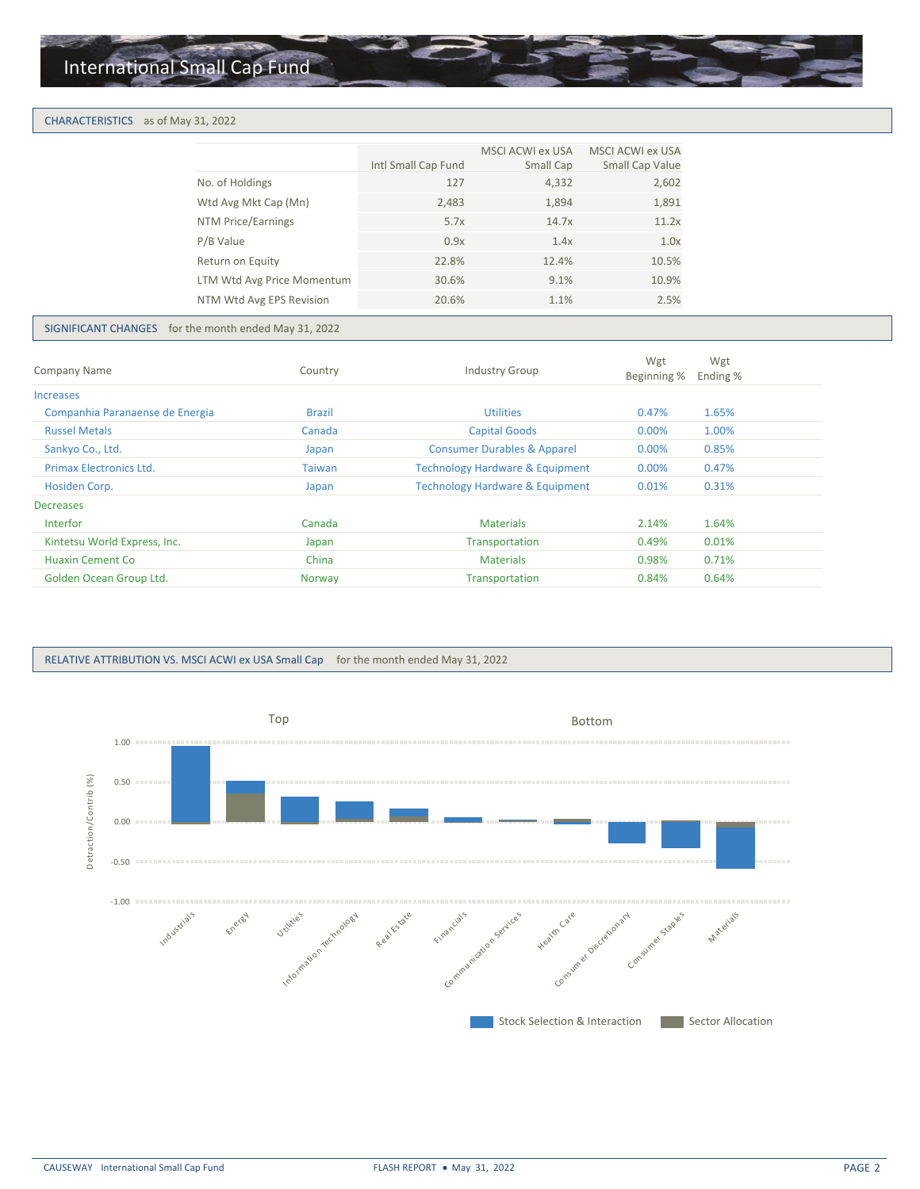# International Small Cap Fund

## CHARACTERISTICS as of May 31, 2022

| | Intl Small Cap Fund | MSCI ACWI ex USA Small Cap | MSCI ACWI ex USA Small Cap Value |
|---|---|---|---|
| No. of Holdings | 127 | 4,332 | 2,602 |
| Wtd Avg Mkt Cap (Mn) | 2,483 | 1,894 | 1,891 |
| NTM Price/Earnings | 5.7x | 14.7x | 11.2x |
| P/B Value | 0.9x | 1.4x | 1.0x |
| Return on Equity | 22.8% | 12.4% | 10.5% |
| LTM Wtd Avg Price Momentum | 30.6% | 9.1% | 10.9% |
| NTM Wtd Avg EPS Revision | 20.6% | 1.1% | 2.5% |

## SIGNIFICANT CHANGES for the month ended May 31, 2022

| Company Name | Country | Industry Group | Wgt Beginning % | Wgt Ending % |
|---|---|---|---|---|
| **Increases** | | | | |
| Companhia Paranaense de Energia | Brazil | Utilities | 0.47% | 1.65% |
| Russel Metals | Canada | Capital Goods | 0.00% | 1.00% |
| Sankyo Co., Ltd. | Japan | Consumer Durables & Apparel | 0.00% | 0.85% |
| Primax Electronics Ltd. | Taiwan | Technology Hardware & Equipment | 0.00% | 0.47% |
| Hosiden Corp. | Japan | Technology Hardware & Equipment | 0.01% | 0.31% |
| **Decreases** | | | | |
| Interfor | Canada | Materials | 2.14% | 1.64% |
| Kintetsu World Express, Inc. | Japan | Transportation | 0.49% | 0.01% |
| Huaxin Cement Co | China | Materials | 0.98% | 0.71% |
| Golden Ocean Group Ltd. | Norway | Transportation | 0.84% | 0.64% |

## RELATIVE ATTRIBUTION VS. MSCI ACWI ex USA Small Cap for the month ended May 31, 2022

Top | Bottom

Detraction/Contrib (%)

Industrials, Energy, Utilities, Information Technology, Real Estate, Financials, Communication Services, Health Care, Consumer Discretionary, Consumer Staples, Materials

Stock Selection & Interaction | Sector Allocation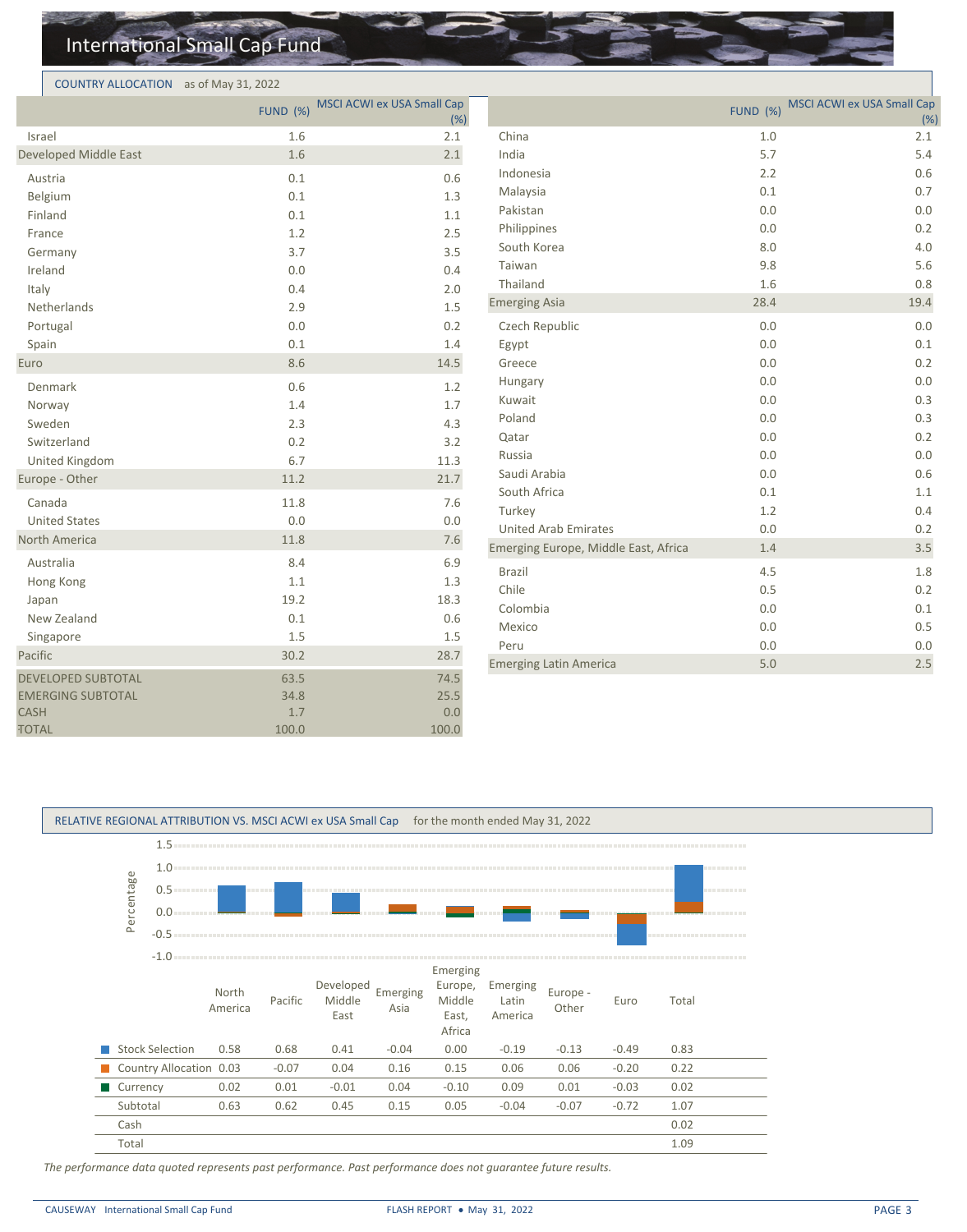# International Small Cap Fund

## COUNTRY ALLOCATION as of May 31, 2022

| | FUND (%) | MSCI ACWI ex USA Small Cap (%) |
|---|---|---|
| Israel | 1.6 | 2.1 |
| Developed Middle East | 1.6 | 2.1 |
| Austria | 0.1 | 0.6 |
| Belgium | 0.1 | 1.3 |
| Finland | 0.1 | 1.1 |
| France | 1.2 | 2.5 |
| Germany | 3.7 | 3.5 |
| Ireland | 0.0 | 0.4 |
| Italy | 0.4 | 2.0 |
| Netherlands | 2.9 | 1.5 |
| Portugal | 0.0 | 0.2 |
| Spain | 0.1 | 1.4 |
| Euro | 8.6 | 14.5 |
| Denmark | 0.6 | 1.2 |
| Norway | 1.4 | 1.7 |
| Sweden | 2.3 | 4.3 |
| Switzerland | 0.2 | 3.2 |
| United Kingdom | 6.7 | 11.3 |
| Europe - Other | 11.2 | 21.7 |
| Canada | 11.8 | 7.6 |
| United States | 0.0 | 0.0 |
| North America | 11.8 | 7.6 |
| Australia | 8.4 | 6.9 |
| Hong Kong | 1.1 | 1.3 |
| Japan | 19.2 | 18.3 |
| New Zealand | 0.1 | 0.6 |
| Singapore | 1.5 | 1.5 |
| Pacific | 30.2 | 28.7 |
| DEVELOPED SUBTOTAL | 63.5 | 74.5 |
| EMERGING SUBTOTAL | 34.8 | 25.5 |
| CASH | 1.7 | 0.0 |
| TOTAL | 100.0 | 100.0 |

| | FUND (%) | MSCI ACWI ex USA Small Cap (%) |
|---|---|---|
| China | 1.0 | 2.1 |
| India | 5.7 | 5.4 |
| Indonesia | 2.2 | 0.6 |
| Malaysia | 0.1 | 0.7 |
| Pakistan | 0.0 | 0.0 |
| Philippines | 0.0 | 0.2 |
| South Korea | 8.0 | 4.0 |
| Taiwan | 9.8 | 5.6 |
| Thailand | 1.6 | 0.8 |
| Emerging Asia | 28.4 | 19.4 |
| Czech Republic | 0.0 | 0.0 |
| Egypt | 0.0 | 0.1 |
| Greece | 0.0 | 0.2 |
| Hungary | 0.0 | 0.0 |
| Kuwait | 0.0 | 0.3 |
| Poland | 0.0 | 0.3 |
| Qatar | 0.0 | 0.2 |
| Russia | 0.0 | 0.0 |
| Saudi Arabia | 0.0 | 0.6 |
| South Africa | 0.1 | 1.1 |
| Turkey | 1.2 | 0.4 |
| United Arab Emirates | 0.0 | 0.2 |
| Emerging Europe, Middle East, Africa | 1.4 | 3.5 |
| Brazil | 4.5 | 1.8 |
| Chile | 0.5 | 0.2 |
| Colombia | 0.0 | 0.1 |
| Mexico | 0.0 | 0.5 |
| Peru | 0.0 | 0.0 |
| Emerging Latin America | 5.0 | 2.5 |

## RELATIVE REGIONAL ATTRIBUTION VS. MSCI ACWI ex USA Small Cap for the month ended May 31, 2022

| | North America | Pacific | Developed Middle East | Emerging Asia | Emerging Europe, Middle East, Africa | Emerging Latin America | Europe - Other | Euro | Total |
|---|---|---|---|---|---|---|---|---|---|
| Stock Selection | 0.58 | 0.68 | 0.41 | -0.04 | 0.00 | -0.19 | -0.13 | -0.49 | 0.83 |
| Country Allocation | 0.03 | -0.07 | 0.04 | 0.16 | 0.15 | 0.06 | 0.06 | -0.20 | 0.22 |
| Currency | 0.02 | 0.01 | -0.01 | 0.04 | -0.10 | 0.09 | 0.01 | -0.03 | 0.02 |
| Subtotal | 0.63 | 0.62 | 0.45 | 0.15 | 0.05 | -0.04 | -0.07 | -0.72 | 1.07 |
| Cash | | | | | | | | | 0.02 |
| Total | | | | | | | | | 1.09 |

*The performance data quoted represents past performance. Past performance does not guarantee future results.*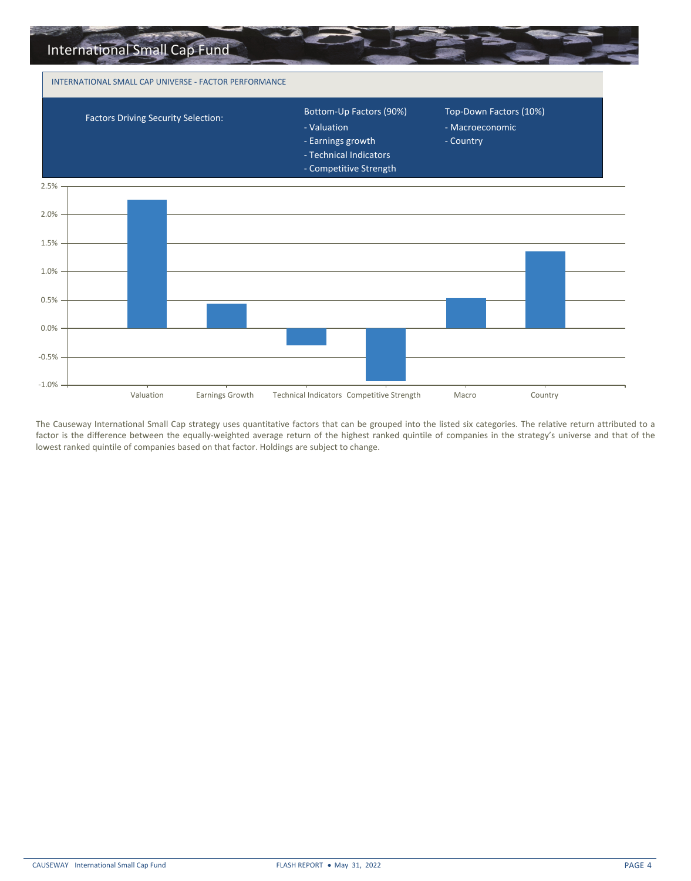## INTERNATIONAL SMALL CAP UNIVERSE - FACTOR PERFORMANCE

| Factors Driving Security Selection: | Bottom-Up Factors (90%) | Top-Down Factors (10%) |
|---|---|---|
| | - Valuation | - Macroeconomic |
| | - Earnings growth | - Country |
| | - Technical Indicators | |
| | - Competitive Strength | |

The Causeway International Small Cap strategy uses quantitative factors that can be grouped into the listed six categories. The relative return attributed to a factor is the difference between the equally-weighted average return of the highest ranked quintile of companies in the strategy's universe and that of the lowest ranked quintile of companies based on that factor. Holdings are subject to change.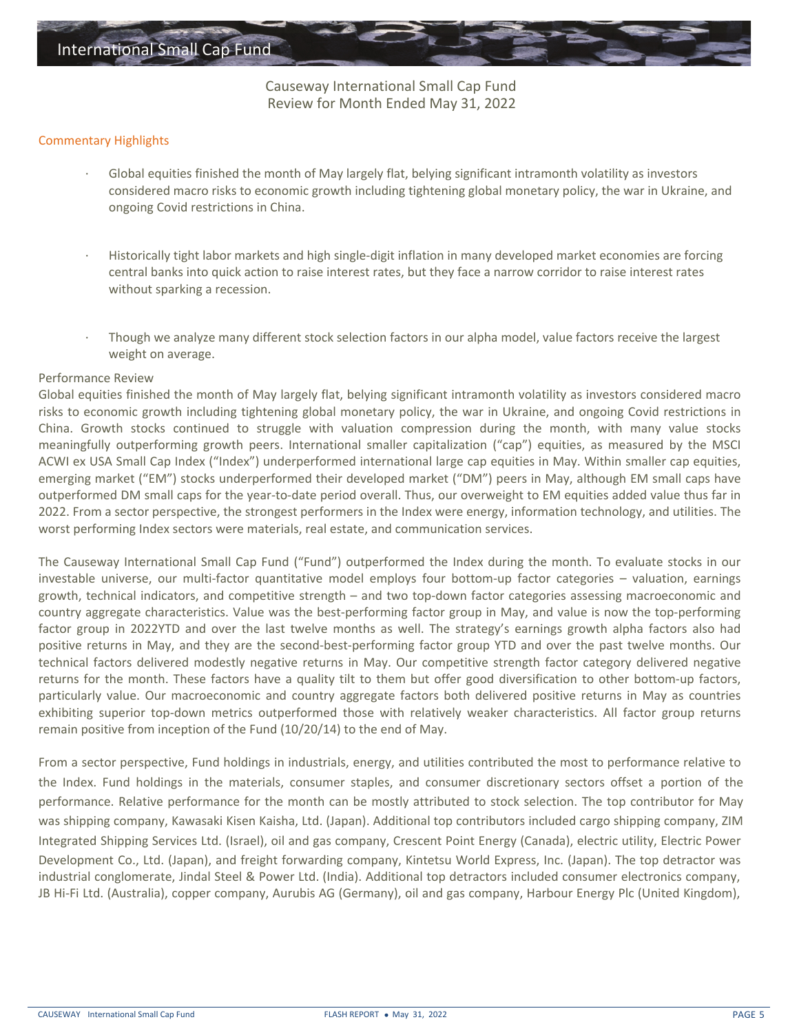Causeway International Small Cap Fund
Review for Month Ended May 31, 2022

## Commentary Highlights

- Global equities finished the month of May largely flat, belying significant intramonth volatility as investors considered macro risks to economic growth including tightening global monetary policy, the war in Ukraine, and ongoing Covid restrictions in China.
- Historically tight labor markets and high single-digit inflation in many developed market economies are forcing central banks into quick action to raise interest rates, but they face a narrow corridor to raise interest rates without sparking a recession.
- Though we analyze many different stock selection factors in our alpha model, value factors receive the largest weight on average.

### Performance Review

Global equities finished the month of May largely flat, belying significant intramonth volatility as investors considered macro risks to economic growth including tightening global monetary policy, the war in Ukraine, and ongoing Covid restrictions in China. Growth stocks continued to struggle with valuation compression during the month, with many value stocks meaningfully outperforming growth peers. International smaller capitalization ("cap") equities, as measured by the MSCI ACWI ex USA Small Cap Index ("Index") underperformed international large cap equities in May. Within smaller cap equities, emerging market ("EM") stocks underperformed their developed market ("DM") peers in May, although EM small caps have outperformed DM small caps for the year-to-date period overall. Thus, our overweight to EM equities added value thus far in 2022. From a sector perspective, the strongest performers in the Index were energy, information technology, and utilities. The worst performing Index sectors were materials, real estate, and communication services.

The Causeway International Small Cap Fund ("Fund") outperformed the Index during the month. To evaluate stocks in our investable universe, our multi-factor quantitative model employs four bottom-up factor categories – valuation, earnings growth, technical indicators, and competitive strength – and two top-down factor categories assessing macroeconomic and country aggregate characteristics. Value was the best-performing factor group in May, and value is now the top-performing factor group in 2022YTD and over the last twelve months as well. The strategy's earnings growth alpha factors also had positive returns in May, and they are the second-best-performing factor group YTD and over the past twelve months. Our technical factors delivered modestly negative returns in May. Our competitive strength factor category delivered negative returns for the month. These factors have a quality tilt to them but offer good diversification to other bottom-up factors, particularly value. Our macroeconomic and country aggregate factors both delivered positive returns in May as countries exhibiting superior top-down metrics outperformed those with relatively weaker characteristics. All factor group returns remain positive from inception of the Fund (10/20/14) to the end of May.

From a sector perspective, Fund holdings in industrials, energy, and utilities contributed the most to performance relative to the Index. Fund holdings in the materials, consumer staples, and consumer discretionary sectors offset a portion of the performance. Relative performance for the month can be mostly attributed to stock selection. The top contributor for May was shipping company, Kawasaki Kisen Kaisha, Ltd. (Japan). Additional top contributors included cargo shipping company, ZIM Integrated Shipping Services Ltd. (Israel), oil and gas company, Crescent Point Energy (Canada), electric utility, Electric Power Development Co., Ltd. (Japan), and freight forwarding company, Kintetsu World Express, Inc. (Japan). The top detractor was industrial conglomerate, Jindal Steel & Power Ltd. (India). Additional top detractors included consumer electronics company, JB Hi-Fi Ltd. (Australia), copper company, Aurubis AG (Germany), oil and gas company, Harbour Energy Plc (United Kingdom),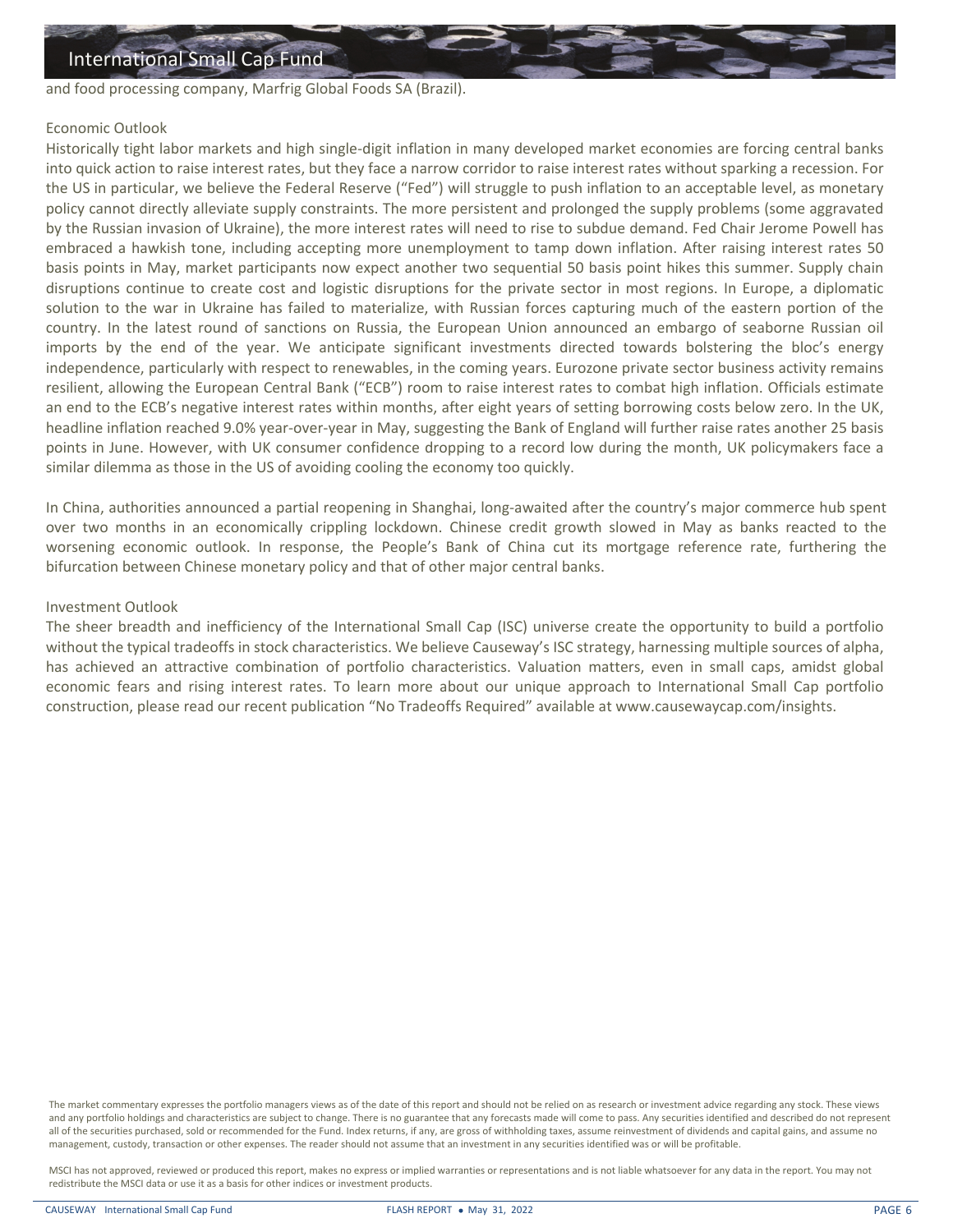and food processing company, Marfrig Global Foods SA (Brazil).

## Economic Outlook

Historically tight labor markets and high single-digit inflation in many developed market economies are forcing central banks into quick action to raise interest rates, but they face a narrow corridor to raise interest rates without sparking a recession. For the US in particular, we believe the Federal Reserve ("Fed") will struggle to push inflation to an acceptable level, as monetary policy cannot directly alleviate supply constraints. The more persistent and prolonged the supply problems (some aggravated by the Russian invasion of Ukraine), the more interest rates will need to rise to subdue demand. Fed Chair Jerome Powell has embraced a hawkish tone, including accepting more unemployment to tamp down inflation. After raising interest rates 50 basis points in May, market participants now expect another two sequential 50 basis point hikes this summer. Supply chain disruptions continue to create cost and logistic disruptions for the private sector in most regions. In Europe, a diplomatic solution to the war in Ukraine has failed to materialize, with Russian forces capturing much of the eastern portion of the country. In the latest round of sanctions on Russia, the European Union announced an embargo of seaborne Russian oil imports by the end of the year. We anticipate significant investments directed towards bolstering the bloc's energy independence, particularly with respect to renewables, in the coming years. Eurozone private sector business activity remains resilient, allowing the European Central Bank ("ECB") room to raise interest rates to combat high inflation. Officials estimate an end to the ECB's negative interest rates within months, after eight years of setting borrowing costs below zero. In the UK, headline inflation reached 9.0% year-over-year in May, suggesting the Bank of England will further raise rates another 25 basis points in June. However, with UK consumer confidence dropping to a record low during the month, UK policymakers face a similar dilemma as those in the US of avoiding cooling the economy too quickly.

In China, authorities announced a partial reopening in Shanghai, long-awaited after the country's major commerce hub spent over two months in an economically crippling lockdown. Chinese credit growth slowed in May as banks reacted to the worsening economic outlook. In response, the People's Bank of China cut its mortgage reference rate, furthering the bifurcation between Chinese monetary policy and that of other major central banks.

## Investment Outlook

The sheer breadth and inefficiency of the International Small Cap (ISC) universe create the opportunity to build a portfolio without the typical tradeoffs in stock characteristics. We believe Causeway's ISC strategy, harnessing multiple sources of alpha, has achieved an attractive combination of portfolio characteristics. Valuation matters, even in small caps, amidst global economic fears and rising interest rates. To learn more about our unique approach to International Small Cap portfolio construction, please read our recent publication "No Tradeoffs Required" available at www.causewaycap.com/insights.

The market commentary expresses the portfolio managers views as of the date of this report and should not be relied on as research or investment advice regarding any stock. These views and any portfolio holdings and characteristics are subject to change. There is no guarantee that any forecasts made will come to pass. Any securities identified and described do not represent all of the securities purchased, sold or recommended for the Fund. Index returns, if any, are gross of withholding taxes, assume reinvestment of dividends and capital gains, and assume no management, custody, transaction or other expenses. The reader should not assume that an investment in any securities identified was or will be profitable.

MSCI has not approved, reviewed or produced this report, makes no express or implied warranties or representations and is not liable whatsoever for any data in the report. You may not redistribute the MSCI data or use it as a basis for other indices or investment products.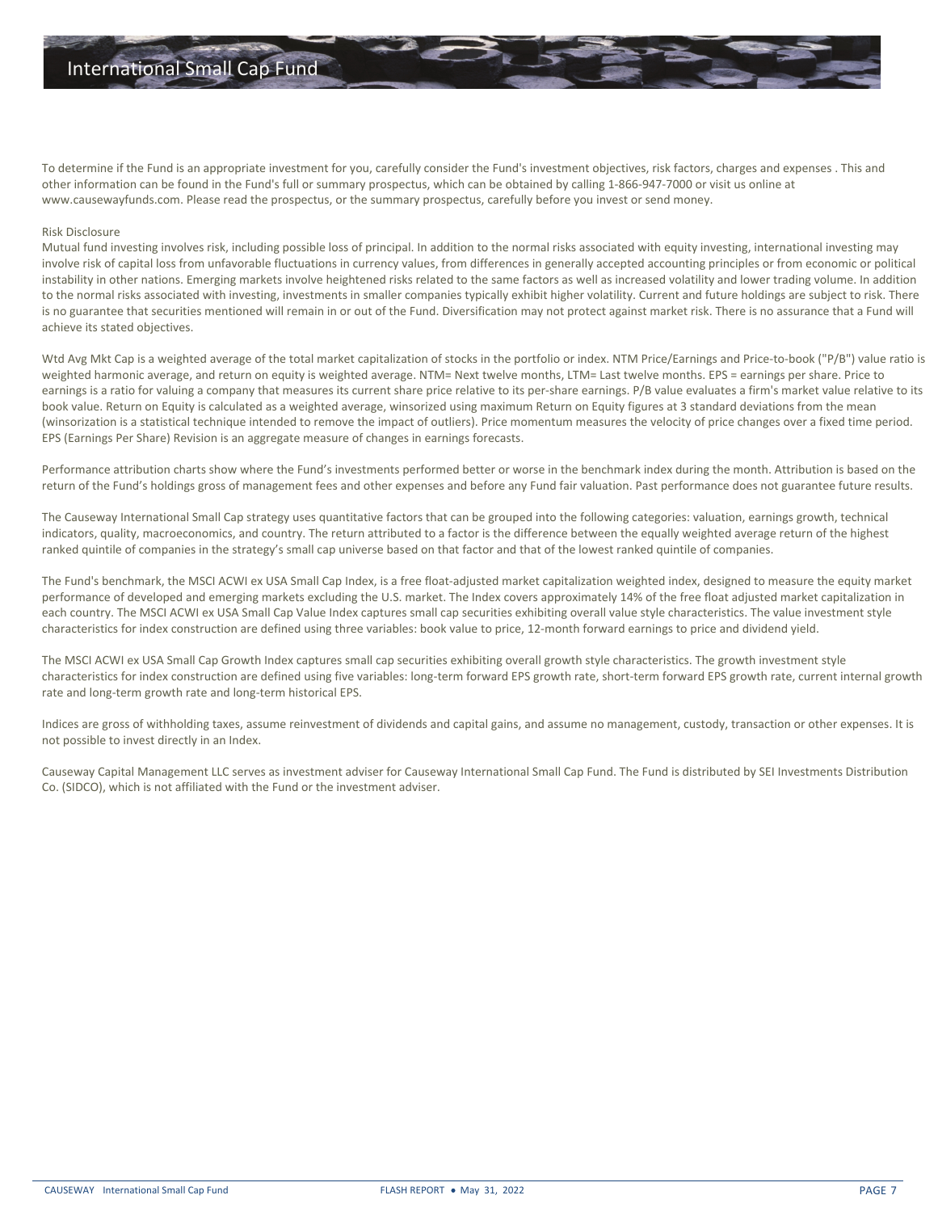To determine if the Fund is an appropriate investment for you, carefully consider the Fund's investment objectives, risk factors, charges and expenses . This and other information can be found in the Fund's full or summary prospectus, which can be obtained by calling 1-866-947-7000 or visit us online at www.causewayfunds.com. Please read the prospectus, or the summary prospectus, carefully before you invest or send money.

Risk Disclosure

Mutual fund investing involves risk, including possible loss of principal. In addition to the normal risks associated with equity investing, international investing may involve risk of capital loss from unfavorable fluctuations in currency values, from differences in generally accepted accounting principles or from economic or political instability in other nations. Emerging markets involve heightened risks related to the same factors as well as increased volatility and lower trading volume. In addition to the normal risks associated with investing, investments in smaller companies typically exhibit higher volatility. Current and future holdings are subject to risk. There is no guarantee that securities mentioned will remain in or out of the Fund. Diversification may not protect against market risk. There is no assurance that a Fund will achieve its stated objectives.

Wtd Avg Mkt Cap is a weighted average of the total market capitalization of stocks in the portfolio or index. NTM Price/Earnings and Price-to-book ("P/B") value ratio is weighted harmonic average, and return on equity is weighted average. NTM= Next twelve months, LTM= Last twelve months. EPS = earnings per share. Price to earnings is a ratio for valuing a company that measures its current share price relative to its per-share earnings. P/B value evaluates a firm's market value relative to its book value. Return on Equity is calculated as a weighted average, winsorized using maximum Return on Equity figures at 3 standard deviations from the mean (winsorization is a statistical technique intended to remove the impact of outliers). Price momentum measures the velocity of price changes over a fixed time period. EPS (Earnings Per Share) Revision is an aggregate measure of changes in earnings forecasts.

Performance attribution charts show where the Fund's investments performed better or worse in the benchmark index during the month. Attribution is based on the return of the Fund's holdings gross of management fees and other expenses and before any Fund fair valuation. Past performance does not guarantee future results.

The Causeway International Small Cap strategy uses quantitative factors that can be grouped into the following categories: valuation, earnings growth, technical indicators, quality, macroeconomics, and country. The return attributed to a factor is the difference between the equally weighted average return of the highest ranked quintile of companies in the strategy's small cap universe based on that factor and that of the lowest ranked quintile of companies.

The Fund's benchmark, the MSCI ACWI ex USA Small Cap Index, is a free float-adjusted market capitalization weighted index, designed to measure the equity market performance of developed and emerging markets excluding the U.S. market. The Index covers approximately 14% of the free float adjusted market capitalization in each country. The MSCI ACWI ex USA Small Cap Value Index captures small cap securities exhibiting overall value style characteristics. The value investment style characteristics for index construction are defined using three variables: book value to price, 12-month forward earnings to price and dividend yield.

The MSCI ACWI ex USA Small Cap Growth Index captures small cap securities exhibiting overall growth style characteristics. The growth investment style characteristics for index construction are defined using five variables: long-term forward EPS growth rate, short-term forward EPS growth rate, current internal growth rate and long-term growth rate and long-term historical EPS.

Indices are gross of withholding taxes, assume reinvestment of dividends and capital gains, and assume no management, custody, transaction or other expenses. It is not possible to invest directly in an Index.

Causeway Capital Management LLC serves as investment adviser for Causeway International Small Cap Fund. The Fund is distributed by SEI Investments Distribution Co. (SIDCO), which is not affiliated with the Fund or the investment adviser.